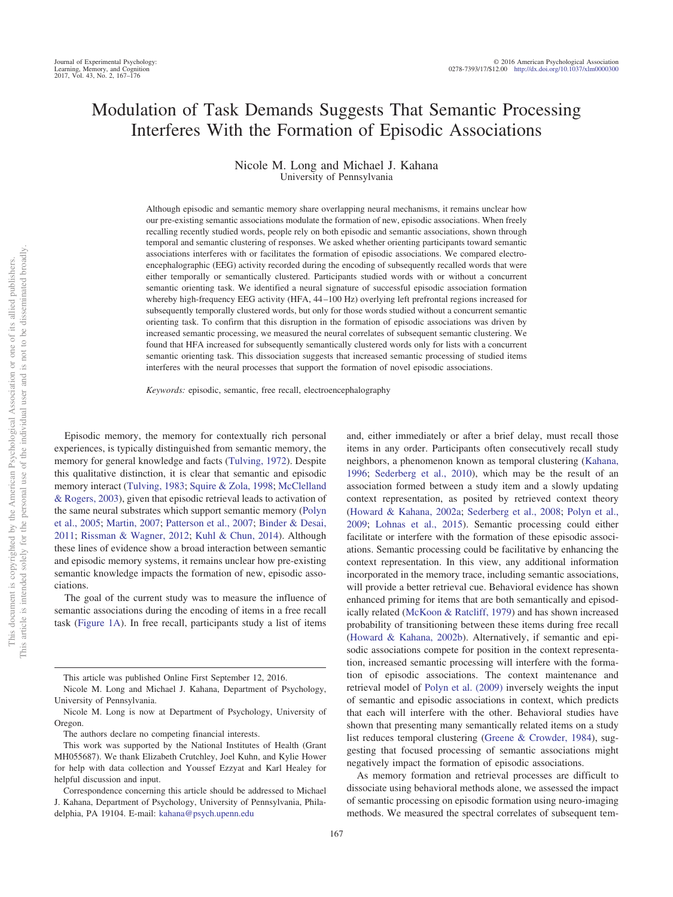# Modulation of Task Demands Suggests That Semantic Processing Interferes With the Formation of Episodic Associations

Nicole M. Long and Michael J. Kahana
University of Pennsylvania

Although episodic and semantic memory share overlapping neural mechanisms, it remains unclear how our pre-existing semantic associations modulate the formation of new, episodic associations. When freely recalling recently studied words, people rely on both episodic and semantic associations, shown through temporal and semantic clustering of responses. We asked whether orienting participants toward semantic associations interferes with or facilitates the formation of episodic associations. We compared electroencephalographic (EEG) activity recorded during the encoding of subsequently recalled words that were either temporally or semantically clustered. Participants studied words with or without a concurrent semantic orienting task. We identified a neural signature of successful episodic association formation whereby high-frequency EEG activity (HFA, 44–100 Hz) overlying left prefrontal regions increased for subsequently temporally clustered words, but only for those words studied without a concurrent semantic orienting task. To confirm that this disruption in the formation of episodic associations was driven by increased semantic processing, we measured the neural correlates of subsequent semantic clustering. We found that HFA increased for subsequently semantically clustered words only for lists with a concurrent semantic orienting task. This dissociation suggests that increased semantic processing of studied items interferes with the neural processes that support the formation of novel episodic associations.

*Keywords:* episodic, semantic, free recall, electroencephalography

Episodic memory, the memory for contextually rich personal experiences, is typically distinguished from semantic memory, the memory for general knowledge and facts (Tulving, 1972). Despite this qualitative distinction, it is clear that semantic and episodic memory interact (Tulving, 1983; Squire & Zola, 1998; McClelland & Rogers, 2003), given that episodic retrieval leads to activation of the same neural substrates which support semantic memory (Polyn et al., 2005; Martin, 2007; Patterson et al., 2007; Binder & Desai, 2011; Rissman & Wagner, 2012; Kuhl & Chun, 2014). Although these lines of evidence show a broad interaction between semantic and episodic memory systems, it remains unclear how pre-existing semantic knowledge impacts the formation of new, episodic associations.

The goal of the current study was to measure the influence of semantic associations during the encoding of items in a free recall task (Figure 1A). In free recall, participants study a list of items and, either immediately or after a brief delay, must recall those items in any order. Participants often consecutively recall study neighbors, a phenomenon known as temporal clustering (Kahana, 1996; Sederberg et al., 2010), which may be the result of an association formed between a study item and a slowly updating context representation, as posited by retrieved context theory (Howard & Kahana, 2002a; Sederberg et al., 2008; Polyn et al., 2009; Lohnas et al., 2015). Semantic processing could either facilitate or interfere with the formation of these episodic associations. Semantic processing could be facilitative by enhancing the context representation. In this view, any additional information incorporated in the memory trace, including semantic associations, will provide a better retrieval cue. Behavioral evidence has shown enhanced priming for items that are both semantically and episodically related (McKoon & Ratcliff, 1979) and has shown increased probability of transitioning between these items during free recall (Howard & Kahana, 2002b). Alternatively, if semantic and episodic associations compete for position in the context representation, increased semantic processing will interfere with the formation of episodic associations. The context maintenance and retrieval model of Polyn et al. (2009) inversely weights the input of semantic and episodic associations in context, which predicts that each will interfere with the other. Behavioral studies have shown that presenting many semantically related items on a study list reduces temporal clustering (Greene & Crowder, 1984), suggesting that focused processing of semantic associations might negatively impact the formation of episodic associations.

As memory formation and retrieval processes are difficult to dissociate using behavioral methods alone, we assessed the impact of semantic processing on episodic formation using neuro-imaging methods. We measured the spectral correlates of subsequent tem-

---

This article was published Online First September 12, 2016.

Nicole M. Long and Michael J. Kahana, Department of Psychology, University of Pennsylvania.

Nicole M. Long is now at Department of Psychology, University of Oregon.

The authors declare no competing financial interests.

This work was supported by the National Institutes of Health (Grant MH055687). We thank Elizabeth Crutchley, Joel Kuhn, and Kylie Hower for help with data collection and Youssef Ezzyat and Karl Healey for helpful discussion and input.

Correspondence concerning this article should be addressed to Michael J. Kahana, Department of Psychology, University of Pennsylvania, Philadelphia, PA 19104. E-mail: kahana@psych.upenn.edu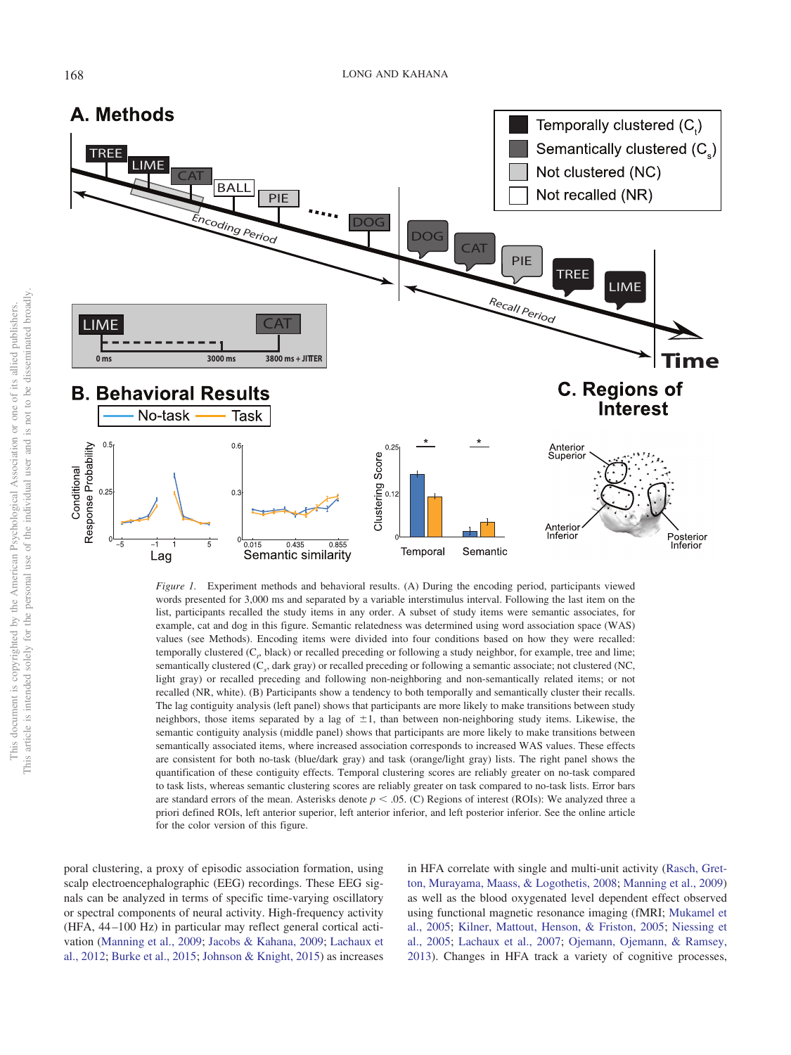A. Methods

Temporally clustered ($C_t$)
Semantically clustered ($C_s$)
Not clustered (NC)
Not recalled (NR)

TREE LIME CAT BALL PIE DOG
Encoding Period
DOG CAT PIE TREE LIME
Recall Period
Time

LIME CAT
0 ms 3000 ms 3800 ms + JITTER

B. Behavioral Results

No-task Task

Conditional Response Probability
0.5 0.25 0
−5 −1 1 5
Lag

0.6 0.3 0
0.015 0.435 0.855
Semantic similarity

Clustering Score
0.25 0.12 0
\* \*
Temporal Semantic

C. Regions of Interest

Anterior Superior
Anterior Inferior
Posterior Inferior

*Figure 1.* Experiment methods and behavioral results. (A) During the encoding period, participants viewed words presented for 3,000 ms and separated by a variable interstimulus interval. Following the last item on the list, participants recalled the study items in any order. A subset of study items were semantic associates, for example, cat and dog in this figure. Semantic relatedness was determined using word association space (WAS) values (see Methods). Encoding items were divided into four conditions based on how they were recalled: temporally clustered ($C_t$, black) or recalled preceding or following a study neighbor, for example, tree and lime; semantically clustered ($C_s$, dark gray) or recalled preceding or following a semantic associate; not clustered (NC, light gray) or recalled preceding and following non-neighboring and non-semantically related items; or not recalled (NR, white). (B) Participants show a tendency to both temporally and semantically cluster their recalls. The lag contiguity analysis (left panel) shows that participants are more likely to make transitions between study neighbors, those items separated by a lag of ±1, than between non-neighboring study items. Likewise, the semantic contiguity analysis (middle panel) shows that participants are more likely to make transitions between semantically associated items, where increased association corresponds to increased WAS values. These effects are consistent for both no-task (blue/dark gray) and task (orange/light gray) lists. The right panel shows the quantification of these contiguity effects. Temporal clustering scores are reliably greater on no-task compared to task lists, whereas semantic clustering scores are reliably greater on task compared to no-task lists. Error bars are standard errors of the mean. Asterisks denote $p < .05$. (C) Regions of interest (ROIs): We analyzed three a priori defined ROIs, left anterior superior, left anterior inferior, and left posterior inferior. See the online article for the color version of this figure.

poral clustering, a proxy of episodic association formation, using scalp electroencephalographic (EEG) recordings. These EEG signals can be analyzed in terms of specific time-varying oscillatory or spectral components of neural activity. High-frequency activity (HFA, 44–100 Hz) in particular may reflect general cortical activation (Manning et al., 2009; Jacobs & Kahana, 2009; Lachaux et al., 2012; Burke et al., 2015; Johnson & Knight, 2015) as increases in HFA correlate with single and multi-unit activity (Rasch, Gretton, Murayama, Maass, & Logothetis, 2008; Manning et al., 2009) as well as the blood oxygenated level dependent effect observed using functional magnetic resonance imaging (fMRI; Mukamel et al., 2005; Kilner, Mattout, Henson, & Friston, 2005; Niessing et al., 2005; Lachaux et al., 2007; Ojemann, Ojemann, & Ramsey, 2013). Changes in HFA track a variety of cognitive processes,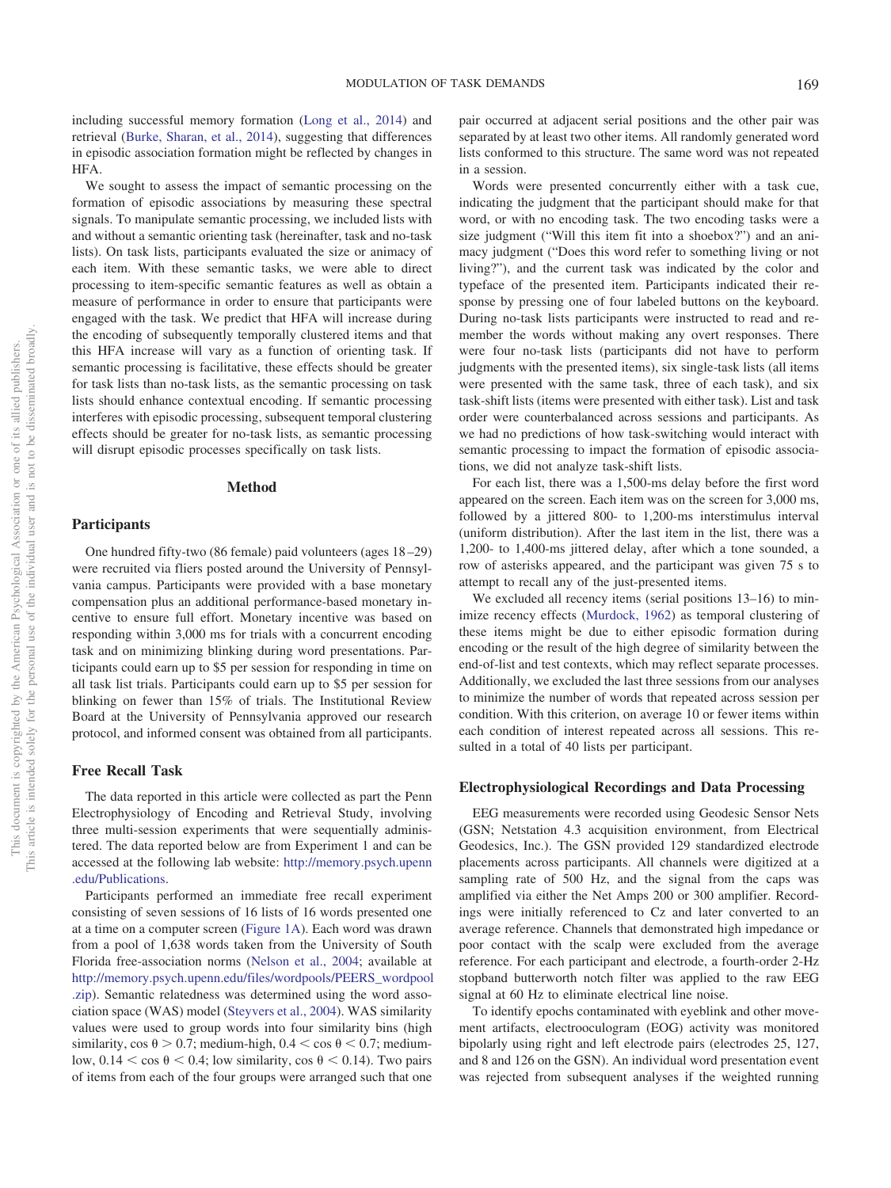including successful memory formation (Long et al., 2014) and retrieval (Burke, Sharan, et al., 2014), suggesting that differences in episodic association formation might be reflected by changes in HFA.

We sought to assess the impact of semantic processing on the formation of episodic associations by measuring these spectral signals. To manipulate semantic processing, we included lists with and without a semantic orienting task (hereinafter, task and no-task lists). On task lists, participants evaluated the size or animacy of each item. With these semantic tasks, we were able to direct processing to item-specific semantic features as well as obtain a measure of performance in order to ensure that participants were engaged with the task. We predict that HFA will increase during the encoding of subsequently temporally clustered items and that this HFA increase will vary as a function of orienting task. If semantic processing is facilitative, these effects should be greater for task lists than no-task lists, as the semantic processing on task lists should enhance contextual encoding. If semantic processing interferes with episodic processing, subsequent temporal clustering effects should be greater for no-task lists, as semantic processing will disrupt episodic processes specifically on task lists.

## Method

### Participants

One hundred fifty-two (86 female) paid volunteers (ages 18–29) were recruited via fliers posted around the University of Pennsylvania campus. Participants were provided with a base monetary compensation plus an additional performance-based monetary incentive to ensure full effort. Monetary incentive was based on responding within 3,000 ms for trials with a concurrent encoding task and on minimizing blinking during word presentations. Participants could earn up to $5 per session for responding in time on all task list trials. Participants could earn up to $5 per session for blinking on fewer than 15% of trials. The Institutional Review Board at the University of Pennsylvania approved our research protocol, and informed consent was obtained from all participants.

### Free Recall Task

The data reported in this article were collected as part the Penn Electrophysiology of Encoding and Retrieval Study, involving three multi-session experiments that were sequentially administered. The data reported below are from Experiment 1 and can be accessed at the following lab website: http://memory.psych.upenn.edu/Publications.

Participants performed an immediate free recall experiment consisting of seven sessions of 16 lists of 16 words presented one at a time on a computer screen (Figure 1A). Each word was drawn from a pool of 1,638 words taken from the University of South Florida free-association norms (Nelson et al., 2004; available at http://memory.psych.upenn.edu/files/wordpools/PEERS_wordpool.zip). Semantic relatedness was determined using the word association space (WAS) model (Steyvers et al., 2004). WAS similarity values were used to group words into four similarity bins (high similarity, $\cos\theta > 0.7$; medium-high, $0.4 < \cos\theta < 0.7$; medium-low, $0.14 < \cos\theta < 0.4$; low similarity, $\cos\theta < 0.14$). Two pairs of items from each of the four groups were arranged such that one pair occurred at adjacent serial positions and the other pair was separated by at least two other items. All randomly generated word lists conformed to this structure. The same word was not repeated in a session.

Words were presented concurrently either with a task cue, indicating the judgment that the participant should make for that word, or with no encoding task. The two encoding tasks were a size judgment ("Will this item fit into a shoebox?") and an animacy judgment ("Does this word refer to something living or not living?"), and the current task was indicated by the color and typeface of the presented item. Participants indicated their response by pressing one of four labeled buttons on the keyboard. During no-task lists participants were instructed to read and remember the words without making any overt responses. There were four no-task lists (participants did not have to perform judgments with the presented items), six single-task lists (all items were presented with the same task, three of each task), and six task-shift lists (items were presented with either task). List and task order were counterbalanced across sessions and participants. As we had no predictions of how task-switching would interact with semantic processing to impact the formation of episodic associations, we did not analyze task-shift lists.

For each list, there was a 1,500-ms delay before the first word appeared on the screen. Each item was on the screen for 3,000 ms, followed by a jittered 800- to 1,200-ms interstimulus interval (uniform distribution). After the last item in the list, there was a 1,200- to 1,400-ms jittered delay, after which a tone sounded, a row of asterisks appeared, and the participant was given 75 s to attempt to recall any of the just-presented items.

We excluded all recency items (serial positions 13–16) to minimize recency effects (Murdock, 1962) as temporal clustering of these items might be due to either episodic formation during encoding or the result of the high degree of similarity between the end-of-list and test contexts, which may reflect separate processes. Additionally, we excluded the last three sessions from our analyses to minimize the number of words that repeated across session per condition. With this criterion, on average 10 or fewer items within each condition of interest repeated across all sessions. This resulted in a total of 40 lists per participant.

### Electrophysiological Recordings and Data Processing

EEG measurements were recorded using Geodesic Sensor Nets (GSN; Netstation 4.3 acquisition environment, from Electrical Geodesics, Inc.). The GSN provided 129 standardized electrode placements across participants. All channels were digitized at a sampling rate of 500 Hz, and the signal from the caps was amplified via either the Net Amps 200 or 300 amplifier. Recordings were initially referenced to Cz and later converted to an average reference. Channels that demonstrated high impedance or poor contact with the scalp were excluded from the average reference. For each participant and electrode, a fourth-order 2-Hz stopband butterworth notch filter was applied to the raw EEG signal at 60 Hz to eliminate electrical line noise.

To identify epochs contaminated with eyeblink and other movement artifacts, electrooculogram (EOG) activity was monitored bipolarly using right and left electrode pairs (electrodes 25, 127, and 8 and 126 on the GSN). An individual word presentation event was rejected from subsequent analyses if the weighted running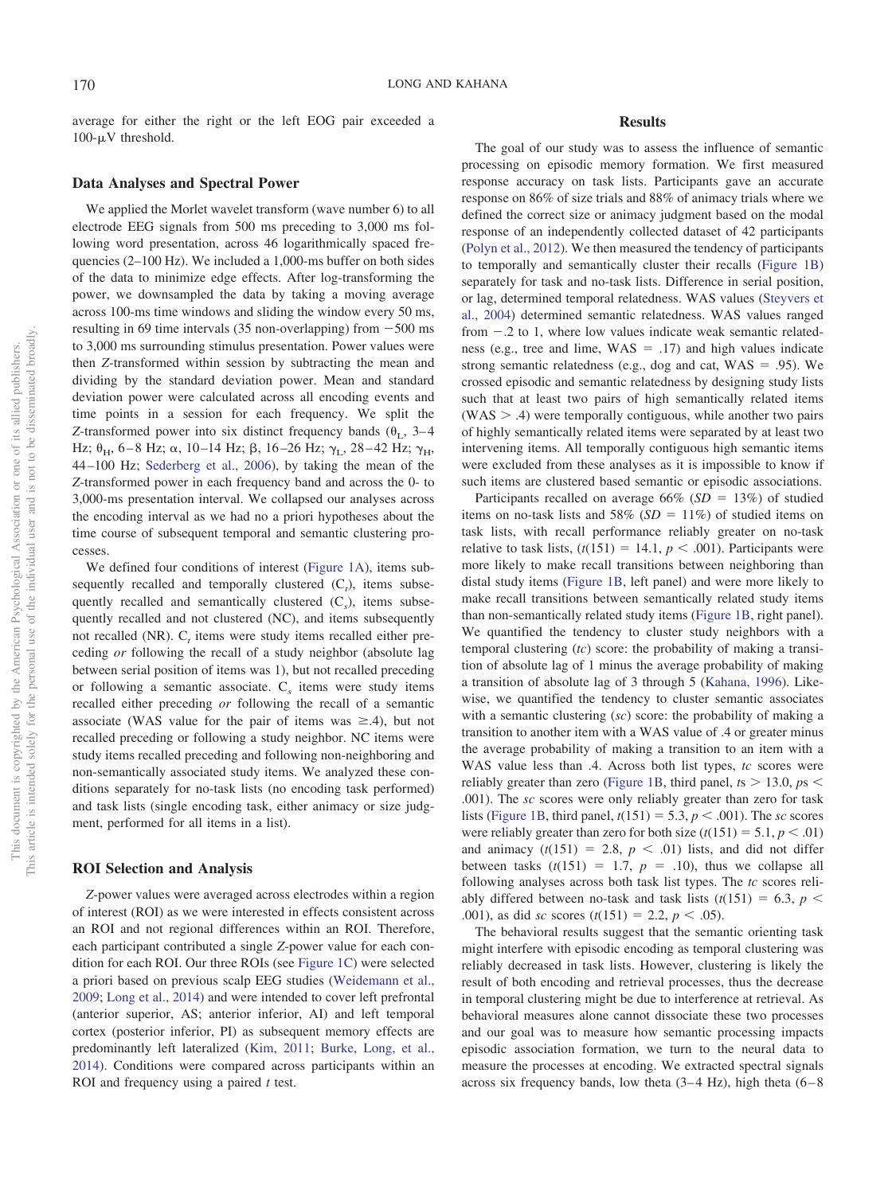average for either the right or the left EOG pair exceeded a 100-μV threshold.

## Data Analyses and Spectral Power

We applied the Morlet wavelet transform (wave number 6) to all electrode EEG signals from 500 ms preceding to 3,000 ms following word presentation, across 46 logarithmically spaced frequencies (2–100 Hz). We included a 1,000-ms buffer on both sides of the data to minimize edge effects. After log-transforming the power, we downsampled the data by taking a moving average across 100-ms time windows and sliding the window every 50 ms, resulting in 69 time intervals (35 non-overlapping) from −500 ms to 3,000 ms surrounding stimulus presentation. Power values were then *Z*-transformed within session by subtracting the mean and dividing by the standard deviation power. Mean and standard deviation power were calculated across all encoding events and time points in a session for each frequency. We split the *Z*-transformed power into six distinct frequency bands ($\theta_L$, 3–4 Hz; $\theta_H$, 6–8 Hz; $\alpha$, 10–14 Hz; $\beta$, 16–26 Hz; $\gamma_L$, 28–42 Hz; $\gamma_H$, 44–100 Hz; Sederberg et al., 2006), by taking the mean of the *Z*-transformed power in each frequency band and across the 0- to 3,000-ms presentation interval. We collapsed our analyses across the encoding interval as we had no a priori hypotheses about the time course of subsequent temporal and semantic clustering processes.

We defined four conditions of interest (Figure 1A), items subsequently recalled and temporally clustered ($C_t$), items subsequently recalled and semantically clustered ($C_s$), items subsequently recalled and not clustered (NC), and items subsequently not recalled (NR). $C_t$ items were study items recalled either preceding *or* following the recall of a study neighbor (absolute lag between serial position of items was 1), but not recalled preceding or following a semantic associate. $C_s$ items were study items recalled either preceding *or* following the recall of a semantic associate (WAS value for the pair of items was ≥.4), but not recalled preceding or following a study neighbor. NC items were study items recalled preceding and following non-neighboring and non-semantically associated study items. We analyzed these conditions separately for no-task lists (no encoding task performed) and task lists (single encoding task, either animacy or size judgment, performed for all items in a list).

## ROI Selection and Analysis

*Z*-power values were averaged across electrodes within a region of interest (ROI) as we were interested in effects consistent across an ROI and not regional differences within an ROI. Therefore, each participant contributed a single *Z*-power value for each condition for each ROI. Our three ROIs (see Figure 1C) were selected a priori based on previous scalp EEG studies (Weidemann et al., 2009; Long et al., 2014) and were intended to cover left prefrontal (anterior superior, AS; anterior inferior, AI) and left temporal cortex (posterior inferior, PI) as subsequent memory effects are predominantly left lateralized (Kim, 2011; Burke, Long, et al., 2014). Conditions were compared across participants within an ROI and frequency using a paired *t* test.

## Results

The goal of our study was to assess the influence of semantic processing on episodic memory formation. We first measured response accuracy on task lists. Participants gave an accurate response on 86% of size trials and 88% of animacy trials where we defined the correct size or animacy judgment based on the modal response of an independently collected dataset of 42 participants (Polyn et al., 2012). We then measured the tendency of participants to temporally and semantically cluster their recalls (Figure 1B) separately for task and no-task lists. Difference in serial position, or lag, determined temporal relatedness. WAS values (Steyvers et al., 2004) determined semantic relatedness. WAS values ranged from −.2 to 1, where low values indicate weak semantic relatedness (e.g., tree and lime, WAS = .17) and high values indicate strong semantic relatedness (e.g., dog and cat, WAS = .95). We crossed episodic and semantic relatedness by designing study lists such that at least two pairs of high semantically related items (WAS > .4) were temporally contiguous, while another two pairs of highly semantically related items were separated by at least two intervening items. All temporally contiguous high semantic items were excluded from these analyses as it is impossible to know if such items are clustered based semantic or episodic associations.

Participants recalled on average 66% ($SD$ = 13%) of studied items on no-task lists and 58% ($SD$ = 11%) of studied items on task lists, with recall performance reliably greater on no-task relative to task lists, ($t(151) = 14.1$, $p < .001$). Participants were more likely to make recall transitions between neighboring than distal study items (Figure 1B, left panel) and were more likely to make recall transitions between semantically related study items than non-semantically related study items (Figure 1B, right panel). We quantified the tendency to cluster study neighbors with a temporal clustering (*tc*) score: the probability of making a transition of absolute lag of 1 minus the average probability of making a transition of absolute lag of 3 through 5 (Kahana, 1996). Likewise, we quantified the tendency to cluster semantic associates with a semantic clustering (*sc*) score: the probability of making a transition to another item with a WAS value of .4 or greater minus the average probability of making a transition to an item with a WAS value less than .4. Across both list types, *tc* scores were reliably greater than zero (Figure 1B, third panel, $ts > 13.0$, $ps < .001$). The *sc* scores were only reliably greater than zero for task lists (Figure 1B, third panel, $t(151) = 5.3$, $p < .001$). The *sc* scores were reliably greater than zero for both size ($t(151) = 5.1$, $p < .01$) and animacy ($t(151) = 2.8$, $p < .01$) lists, and did not differ between tasks ($t(151) = 1.7$, $p = .10$), thus we collapse all following analyses across both task list types. The *tc* scores reliably differed between no-task and task lists ($t(151) = 6.3$, $p < .001$), as did *sc* scores ($t(151) = 2.2$, $p < .05$).

The behavioral results suggest that the semantic orienting task might interfere with episodic encoding as temporal clustering was reliably decreased in task lists. However, clustering is likely the result of both encoding and retrieval processes, thus the decrease in temporal clustering might be due to interference at retrieval. As behavioral measures alone cannot dissociate these two processes and our goal was to measure how semantic processing impacts episodic association formation, we turn to the neural data to measure the processes at encoding. We extracted spectral signals across six frequency bands, low theta (3–4 Hz), high theta (6–8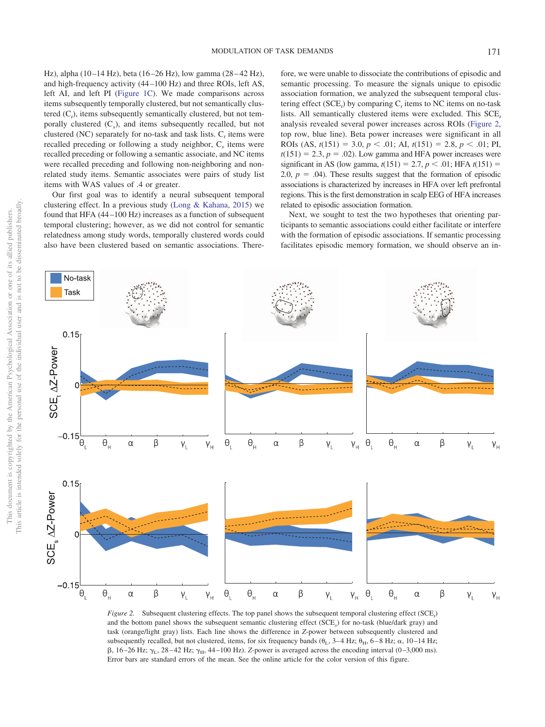Hz), alpha (10–14 Hz), beta (16–26 Hz), low gamma (28–42 Hz), and high-frequency activity (44–100 Hz) and three ROIs, left AS, left AI, and left PI (Figure 1C). We made comparisons across items subsequently temporally clustered, but not semantically clustered ($C_t$), items subsequently semantically clustered, but not temporally clustered ($C_s$), and items subsequently recalled, but not clustered (NC) separately for no-task and task lists. $C_t$ items were recalled preceding or following a study neighbor, $C_s$ items were recalled preceding or following a semantic associate, and NC items were recalled preceding and following non-neighboring and nonrelated study items. Semantic associates were pairs of study list items with WAS values of .4 or greater.

Our first goal was to identify a neural subsequent temporal clustering effect. In a previous study (Long & Kahana, 2015) we found that HFA (44–100 Hz) increases as a function of subsequent temporal clustering; however, as we did not control for semantic relatedness among study words, temporally clustered words could also have been clustered based on semantic associations. Therefore, we were unable to dissociate the contributions of episodic and semantic processing. To measure the signals unique to episodic association formation, we analyzed the subsequent temporal clustering effect ($SCE_t$) by comparing $C_t$ items to NC items on no-task lists. All semantically clustered items were excluded. This $SCE_t$ analysis revealed several power increases across ROIs (Figure 2, top row, blue line). Beta power increases were significant in all ROIs (AS, $t(151) = 3.0$, $p < .01$; AI, $t(151) = 2.8$, $p < .01$; PI, $t(151) = 2.3$, $p = .02$). Low gamma and HFA power increases were significant in AS (low gamma, $t(151) = 2.7$, $p < .01$; HFA $t(151) = 2.0$, $p = .04$). These results suggest that the formation of episodic associations is characterized by increases in HFA over left prefrontal regions. This is the first demonstration in scalp EEG of HFA increases related to episodic association formation.

Next, we sought to test the two hypotheses that orienting participants to semantic associations could either facilitate or interfere with the formation of episodic associations. If semantic processing facilitates episodic memory formation, we should observe an in-

*Figure 2.* Subsequent clustering effects. The top panel shows the subsequent temporal clustering effect ($SCE_t$) and the bottom panel shows the subsequent semantic clustering effect ($SCE_s$) for no-task (blue/dark gray) and task (orange/light gray) lists. Each line shows the difference in Z-power between subsequently clustered and subsequently recalled, but not clustered, items, for six frequency bands ($\theta_L$, 3–4 Hz; $\theta_H$, 6–8 Hz; $\alpha$, 10–14 Hz; $\beta$, 16–26 Hz; $\gamma_L$, 28–42 Hz; $\gamma_H$, 44–100 Hz). Z-power is averaged across the encoding interval (0–3,000 ms). Error bars are standard errors of the mean. See the online article for the color version of this figure.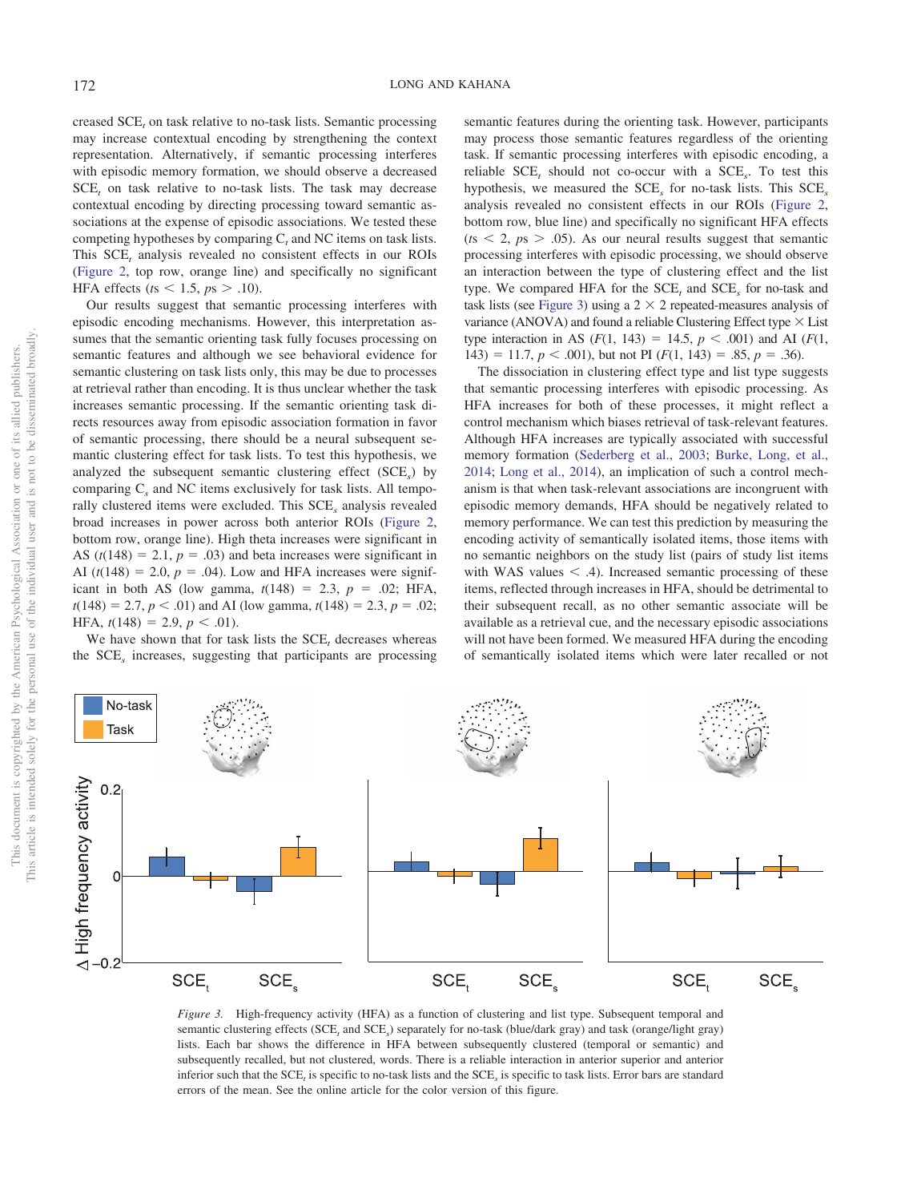creased $SCE_t$ on task relative to no-task lists. Semantic processing may increase contextual encoding by strengthening the context representation. Alternatively, if semantic processing interferes with episodic memory formation, we should observe a decreased $SCE_t$ on task relative to no-task lists. The task may decrease contextual encoding by directing processing toward semantic associations at the expense of episodic associations. We tested these competing hypotheses by comparing $C_t$ and NC items on task lists. This $SCE_t$ analysis revealed no consistent effects in our ROIs (Figure 2, top row, orange line) and specifically no significant HFA effects ($ts < 1.5$, $ps > .10$).

Our results suggest that semantic processing interferes with episodic encoding mechanisms. However, this interpretation assumes that the semantic orienting task fully focuses processing on semantic features and although we see behavioral evidence for semantic clustering on task lists only, this may be due to processes at retrieval rather than encoding. It is thus unclear whether the task increases semantic processing. If the semantic orienting task directs resources away from episodic association formation in favor of semantic processing, there should be a neural subsequent semantic clustering effect for task lists. To test this hypothesis, we analyzed the subsequent semantic clustering effect ($SCE_s$) by comparing $C_s$ and NC items exclusively for task lists. All temporally clustered items were excluded. This $SCE_s$ analysis revealed broad increases in power across both anterior ROIs (Figure 2, bottom row, orange line). High theta increases were significant in AS ($t(148) = 2.1$, $p = .03$) and beta increases were significant in AI ($t(148) = 2.0$, $p = .04$). Low and HFA increases were significant in both AS (low gamma, $t(148) = 2.3$, $p = .02$; HFA, $t(148) = 2.7$, $p < .01$) and AI (low gamma, $t(148) = 2.3$, $p = .02$; HFA, $t(148) = 2.9$, $p < .01$).

We have shown that for task lists the $SCE_t$ decreases whereas the $SCE_s$ increases, suggesting that participants are processing semantic features during the orienting task. However, participants may process those semantic features regardless of the orienting task. If semantic processing interferes with episodic encoding, a reliable $SCE_t$ should not co-occur with a $SCE_s$. To test this hypothesis, we measured the $SCE_s$ for no-task lists. This $SCE_s$ analysis revealed no consistent effects in our ROIs (Figure 2, bottom row, blue line) and specifically no significant HFA effects ($ts < 2$, $ps > .05$). As our neural results suggest that semantic processing interferes with episodic processing, we should observe an interaction between the type of clustering effect and the list type. We compared HFA for the $SCE_t$ and $SCE_s$ for no-task and task lists (see Figure 3) using a 2 × 2 repeated-measures analysis of variance (ANOVA) and found a reliable Clustering Effect type × List type interaction in AS ($F(1, 143) = 14.5$, $p < .001$) and AI ($F(1, 143) = 11.7$, $p < .001$), but not PI ($F(1, 143) = .85$, $p = .36$).

The dissociation in clustering effect type and list type suggests that semantic processing interferes with episodic processing. As HFA increases for both of these processes, it might reflect a control mechanism which biases retrieval of task-relevant features. Although HFA increases are typically associated with successful memory formation (Sederberg et al., 2003; Burke, Long, et al., 2014; Long et al., 2014), an implication of such a control mechanism is that when task-relevant associations are incongruent with episodic memory demands, HFA should be negatively related to memory performance. We can test this prediction by measuring the encoding activity of semantically isolated items, those items with no semantic neighbors on the study list (pairs of study list items with WAS values < .4). Increased semantic processing of these items, reflected through increases in HFA, should be detrimental to their subsequent recall, as no other semantic associate will be available as a retrieval cue, and the necessary episodic associations will not have been formed. We measured HFA during the encoding of semantically isolated items which were later recalled or not

No-task
Task
Δ High frequency activity
0.2
0
−0.2
$SCE_t$ $SCE_s$
$SCE_t$ $SCE_s$
$SCE_t$ $SCE_s$

*Figure 3.* High-frequency activity (HFA) as a function of clustering and list type. Subsequent temporal and semantic clustering effects ($SCE_t$ and $SCE_s$) separately for no-task (blue/dark gray) and task (orange/light gray) lists. Each bar shows the difference in HFA between subsequently clustered (temporal or semantic) and subsequently recalled, but not clustered, words. There is a reliable interaction in anterior superior and anterior inferior such that the $SCE_t$ is specific to no-task lists and the $SCE_s$ is specific to task lists. Error bars are standard errors of the mean. See the online article for the color version of this figure.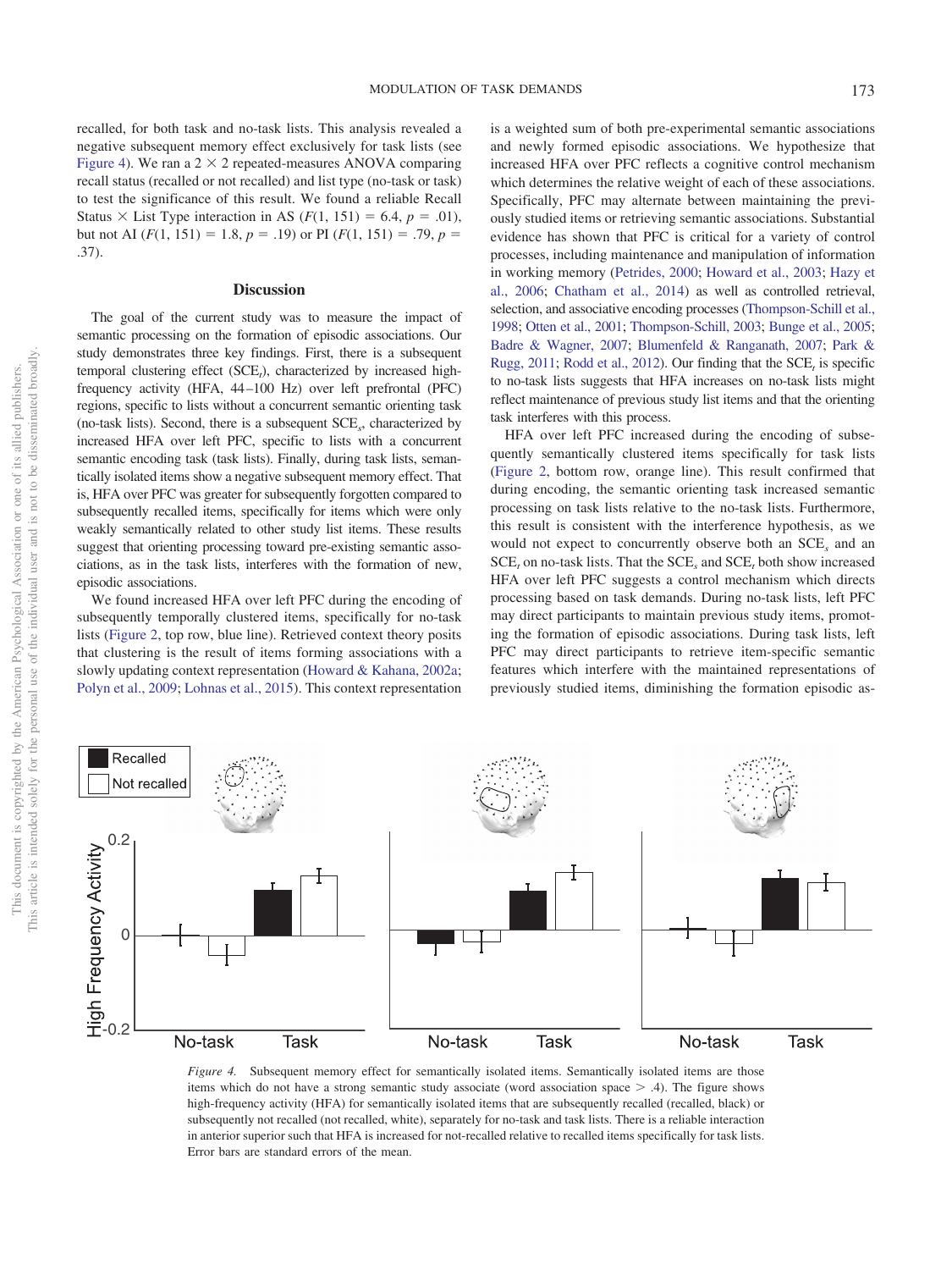recalled, for both task and no-task lists. This analysis revealed a negative subsequent memory effect exclusively for task lists (see Figure 4). We ran a 2 × 2 repeated-measures ANOVA comparing recall status (recalled or not recalled) and list type (no-task or task) to test the significance of this result. We found a reliable Recall Status × List Type interaction in AS ($F(1, 151) = 6.4$, $p = .01$), but not AI ($F(1, 151) = 1.8$, $p = .19$) or PI ($F(1, 151) = .79$, $p = .37$).

## Discussion

The goal of the current study was to measure the impact of semantic processing on the formation of episodic associations. Our study demonstrates three key findings. First, there is a subsequent temporal clustering effect ($SCE_t$), characterized by increased high-frequency activity (HFA, 44–100 Hz) over left prefrontal (PFC) regions, specific to lists without a concurrent semantic orienting task (no-task lists). Second, there is a subsequent $SCE_s$, characterized by increased HFA over left PFC, specific to lists with a concurrent semantic encoding task (task lists). Finally, during task lists, semantically isolated items show a negative subsequent memory effect. That is, HFA over PFC was greater for subsequently forgotten compared to subsequently recalled items, specifically for items which were only weakly semantically related to other study list items. These results suggest that orienting processing toward pre-existing semantic associations, as in the task lists, interferes with the formation of new, episodic associations.

We found increased HFA over left PFC during the encoding of subsequently temporally clustered items, specifically for no-task lists (Figure 2, top row, blue line). Retrieved context theory posits that clustering is the result of items forming associations with a slowly updating context representation (Howard & Kahana, 2002a; Polyn et al., 2009; Lohnas et al., 2015). This context representation is a weighted sum of both pre-experimental semantic associations and newly formed episodic associations. We hypothesize that increased HFA over PFC reflects a cognitive control mechanism which determines the relative weight of each of these associations. Specifically, PFC may alternate between maintaining the previously studied items or retrieving semantic associations. Substantial evidence has shown that PFC is critical for a variety of control processes, including maintenance and manipulation of information in working memory (Petrides, 2000; Howard et al., 2003; Hazy et al., 2006; Chatham et al., 2014) as well as controlled retrieval, selection, and associative encoding processes (Thompson-Schill et al., 1998; Otten et al., 2001; Thompson-Schill, 2003; Bunge et al., 2005; Badre & Wagner, 2007; Blumenfeld & Ranganath, 2007; Park & Rugg, 2011; Rodd et al., 2012). Our finding that the $SCE_t$ is specific to no-task lists suggests that HFA increases on no-task lists might reflect maintenance of previous study list items and that the orienting task interferes with this process.

HFA over left PFC increased during the encoding of subsequently semantically clustered items specifically for task lists (Figure 2, bottom row, orange line). This result confirmed that during encoding, the semantic orienting task increased semantic processing on task lists relative to the no-task lists. Furthermore, this result is consistent with the interference hypothesis, as we would not expect to concurrently observe both an $SCE_s$ and an $SCE_t$ on no-task lists. That the $SCE_s$ and $SCE_t$ both show increased HFA over left PFC suggests a control mechanism which directs processing based on task demands. During no-task lists, left PFC may direct participants to maintain previous study items, promoting the formation of episodic associations. During task lists, left PFC may direct participants to retrieve item-specific semantic features which interfere with the maintained representations of previously studied items, diminishing the formation episodic as-

*Figure 4.* Subsequent memory effect for semantically isolated items. Semantically isolated items are those items which do not have a strong semantic study associate (word association space > .4). The figure shows high-frequency activity (HFA) for semantically isolated items that are subsequently recalled (recalled, black) or subsequently not recalled (not recalled, white), separately for no-task and task lists. There is a reliable interaction in anterior superior such that HFA is increased for not-recalled relative to recalled items specifically for task lists. Error bars are standard errors of the mean.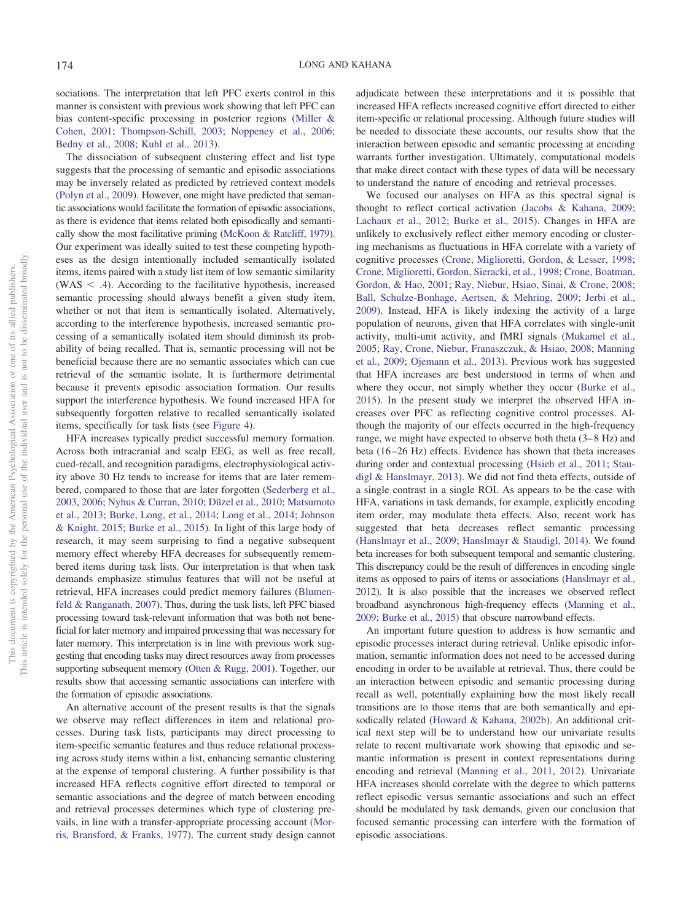sociations. The interpretation that left PFC exerts control in this manner is consistent with previous work showing that left PFC can bias content-specific processing in posterior regions (Miller & Cohen, 2001; Thompson-Schill, 2003; Noppeney et al., 2006; Bedny et al., 2008; Kuhl et al., 2013).

The dissociation of subsequent clustering effect and list type suggests that the processing of semantic and episodic associations may be inversely related as predicted by retrieved context models (Polyn et al., 2009). However, one might have predicted that semantic associations would facilitate the formation of episodic associations, as there is evidence that items related both episodically and semantically show the most facilitative priming (McKoon & Ratcliff, 1979). Our experiment was ideally suited to test these competing hypotheses as the design intentionally included semantically isolated items, items paired with a study list item of low semantic similarity (WAS $<$ .4). According to the facilitative hypothesis, increased semantic processing should always benefit a given study item, whether or not that item is semantically isolated. Alternatively, according to the interference hypothesis, increased semantic processing of a semantically isolated item should diminish its probability of being recalled. That is, semantic processing will not be beneficial because there are no semantic associates which can cue retrieval of the semantic isolate. It is furthermore detrimental because it prevents episodic association formation. Our results support the interference hypothesis. We found increased HFA for subsequently forgotten relative to recalled semantically isolated items, specifically for task lists (see Figure 4).

HFA increases typically predict successful memory formation. Across both intracranial and scalp EEG, as well as free recall, cued-recall, and recognition paradigms, electrophysiological activity above 30 Hz tends to increase for items that are later remembered, compared to those that are later forgotten (Sederberg et al., 2003, 2006; Nyhus & Curran, 2010; Düzel et al., 2010; Matsumoto et al., 2013; Burke, Long, et al., 2014; Long et al., 2014; Johnson & Knight, 2015; Burke et al., 2015). In light of this large body of research, it may seem surprising to find a negative subsequent memory effect whereby HFA decreases for subsequently remembered items during task lists. Our interpretation is that when task demands emphasize stimulus features that will not be useful at retrieval, HFA increases could predict memory failures (Blumenfeld & Ranganath, 2007). Thus, during the task lists, left PFC biased processing toward task-relevant information that was both not beneficial for later memory and impaired processing that was necessary for later memory. This interpretation is in line with previous work suggesting that encoding tasks may direct resources away from processes supporting subsequent memory (Otten & Rugg, 2001). Together, our results show that accessing semantic associations can interfere with the formation of episodic associations.

An alternative account of the present results is that the signals we observe may reflect differences in item and relational processes. During task lists, participants may direct processing to item-specific semantic features and thus reduce relational processing across study items within a list, enhancing semantic clustering at the expense of temporal clustering. A further possibility is that increased HFA reflects cognitive effort directed to temporal or semantic associations and the degree of match between encoding and retrieval processes determines which type of clustering prevails, in line with a transfer-appropriate processing account (Morris, Bransford, & Franks, 1977). The current study design cannot adjudicate between these interpretations and it is possible that increased HFA reflects increased cognitive effort directed to either item-specific or relational processing. Although future studies will be needed to dissociate these accounts, our results show that the interaction between episodic and semantic processing at encoding warrants further investigation. Ultimately, computational models that make direct contact with these types of data will be necessary to understand the nature of encoding and retrieval processes.

We focused our analyses on HFA as this spectral signal is thought to reflect cortical activation (Jacobs & Kahana, 2009; Lachaux et al., 2012; Burke et al., 2015). Changes in HFA are unlikely to exclusively reflect either memory encoding or clustering mechanisms as fluctuations in HFA correlate with a variety of cognitive processes (Crone, Miglioretti, Gordon, & Lesser, 1998; Crone, Miglioretti, Gordon, Sieracki, et al., 1998; Crone, Boatman, Gordon, & Hao, 2001; Ray, Niebur, Hsiao, Sinai, & Crone, 2008; Ball, Schulze-Bonhage, Aertsen, & Mehring, 2009; Jerbi et al., 2009). Instead, HFA is likely indexing the activity of a large population of neurons, given that HFA correlates with single-unit activity, multi-unit activity, and fMRI signals (Mukamel et al., 2005; Ray, Crone, Niebur, Franaszczuk, & Hsiao, 2008; Manning et al., 2009; Ojemann et al., 2013). Previous work has suggested that HFA increases are best understood in terms of when and where they occur, not simply whether they occur (Burke et al., 2015). In the present study we interpret the observed HFA increases over PFC as reflecting cognitive control processes. Although the majority of our effects occurred in the high-frequency range, we might have expected to observe both theta (3–8 Hz) and beta (16–26 Hz) effects. Evidence has shown that theta increases during order and contextual processing (Hsieh et al., 2011; Staudigl & Hanslmayr, 2013). We did not find theta effects, outside of a single contrast in a single ROI. As appears to be the case with HFA, variations in task demands, for example, explicitly encoding item order, may modulate theta effects. Also, recent work has suggested that beta decreases reflect semantic processing (Hanslmayr et al., 2009; Hanslmayr & Staudigl, 2014). We found beta increases for both subsequent temporal and semantic clustering. This discrepancy could be the result of differences in encoding single items as opposed to pairs of items or associations (Hanslmayr et al., 2012). It is also possible that the increases we observed reflect broadband asynchronous high-frequency effects (Manning et al., 2009; Burke et al., 2015) that obscure narrowband effects.

An important future question to address is how semantic and episodic processes interact during retrieval. Unlike episodic information, semantic information does not need to be accessed during encoding in order to be available at retrieval. Thus, there could be an interaction between episodic and semantic processing during recall as well, potentially explaining how the most likely recall transitions are to those items that are both semantically and episodically related (Howard & Kahana, 2002b). An additional critical next step will be to understand how our univariate results relate to recent multivariate work showing that episodic and semantic information is present in context representations during encoding and retrieval (Manning et al., 2011, 2012). Univariate HFA increases should correlate with the degree to which patterns reflect episodic versus semantic associations and such an effect should be modulated by task demands, given our conclusion that focused semantic processing can interfere with the formation of episodic associations.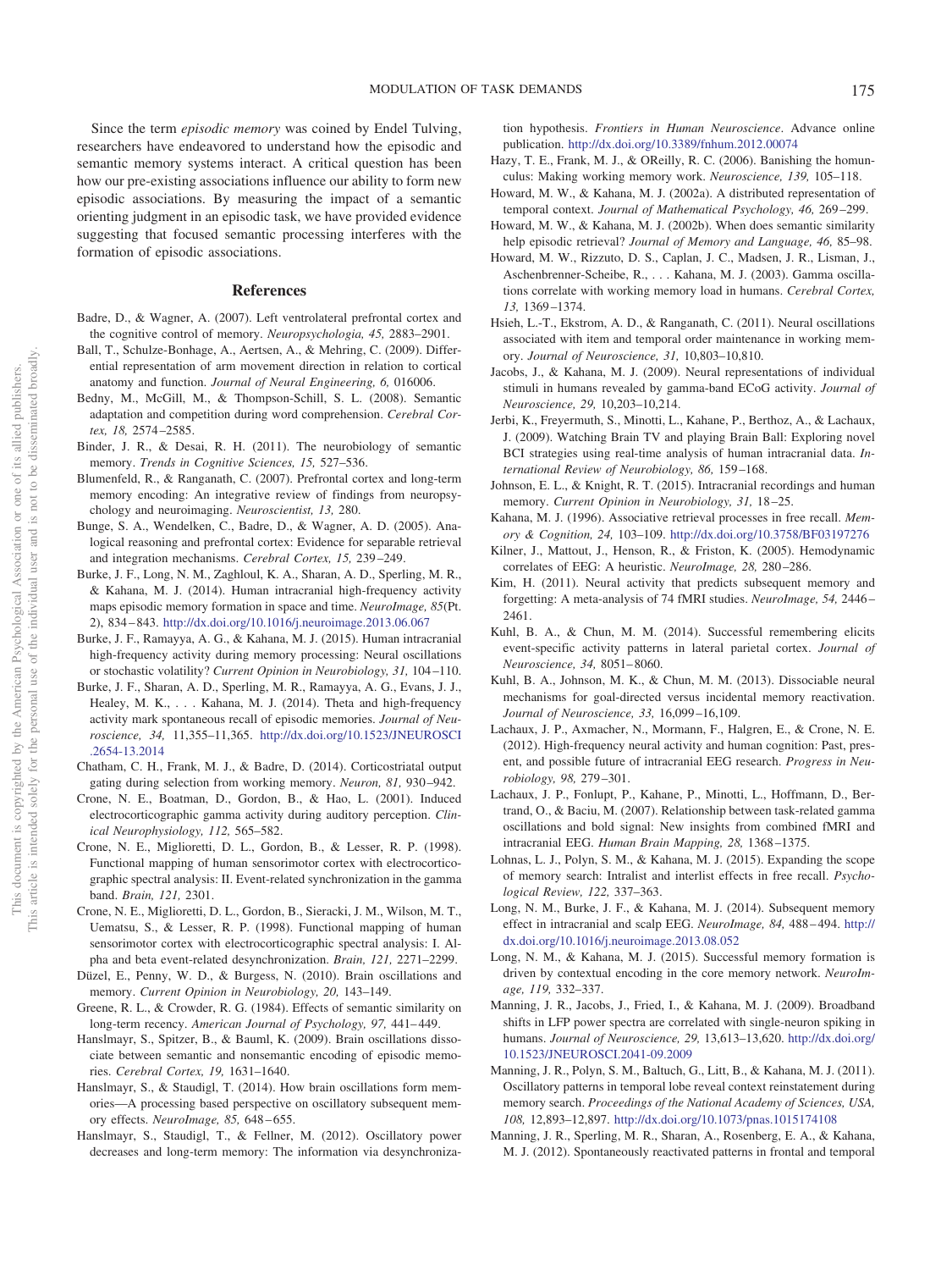Since the term *episodic memory* was coined by Endel Tulving, researchers have endeavored to understand how the episodic and semantic memory systems interact. A critical question has been how our pre-existing associations influence our ability to form new episodic associations. By measuring the impact of a semantic orienting judgment in an episodic task, we have provided evidence suggesting that focused semantic processing interferes with the formation of episodic associations.

## References

Badre, D., & Wagner, A. (2007). Left ventrolateral prefrontal cortex and the cognitive control of memory. *Neuropsychologia, 45,* 2883–2901.

Ball, T., Schulze-Bonhage, A., Aertsen, A., & Mehring, C. (2009). Differential representation of arm movement direction in relation to cortical anatomy and function. *Journal of Neural Engineering, 6,* 016006.

Bedny, M., McGill, M., & Thompson-Schill, S. L. (2008). Semantic adaptation and competition during word comprehension. *Cerebral Cortex, 18,* 2574–2585.

Binder, J. R., & Desai, R. H. (2011). The neurobiology of semantic memory. *Trends in Cognitive Sciences, 15,* 527–536.

Blumenfeld, R., & Ranganath, C. (2007). Prefrontal cortex and long-term memory encoding: An integrative review of findings from neuropsychology and neuroimaging. *Neuroscientist, 13,* 280.

Bunge, S. A., Wendelken, C., Badre, D., & Wagner, A. D. (2005). Analogical reasoning and prefrontal cortex: Evidence for separable retrieval and integration mechanisms. *Cerebral Cortex, 15,* 239–249.

Burke, J. F., Long, N. M., Zaghloul, K. A., Sharan, A. D., Sperling, M. R., & Kahana, M. J. (2014). Human intracranial high-frequency activity maps episodic memory formation in space and time. *NeuroImage, 85*(Pt. 2), 834–843. http://dx.doi.org/10.1016/j.neuroimage.2013.06.067

Burke, J. F., Ramayya, A. G., & Kahana, M. J. (2015). Human intracranial high-frequency activity during memory processing: Neural oscillations or stochastic volatility? *Current Opinion in Neurobiology, 31,* 104–110.

Burke, J. F., Sharan, A. D., Sperling, M. R., Ramayya, A. G., Evans, J. J., Healey, M. K., . . . Kahana, M. J. (2014). Theta and high-frequency activity mark spontaneous recall of episodic memories. *Journal of Neuroscience, 34,* 11,355–11,365. http://dx.doi.org/10.1523/JNEUROSCI.2654-13.2014

Chatham, C. H., Frank, M. J., & Badre, D. (2014). Corticostriatal output gating during selection from working memory. *Neuron, 81,* 930–942.

Crone, N. E., Boatman, D., Gordon, B., & Hao, L. (2001). Induced electrocorticographic gamma activity during auditory perception. *Clinical Neurophysiology, 112,* 565–582.

Crone, N. E., Miglioretti, D. L., Gordon, B., & Lesser, R. P. (1998). Functional mapping of human sensorimotor cortex with electrocorticographic spectral analysis: II. Event-related synchronization in the gamma band. *Brain, 121,* 2301.

Crone, N. E., Miglioretti, D. L., Gordon, B., Sieracki, J. M., Wilson, M. T., Uematsu, S., & Lesser, R. P. (1998). Functional mapping of human sensorimotor cortex with electrocorticographic spectral analysis: I. Alpha and beta event-related desynchronization. *Brain, 121,* 2271–2299.

Düzel, E., Penny, W. D., & Burgess, N. (2010). Brain oscillations and memory. *Current Opinion in Neurobiology, 20,* 143–149.

Greene, R. L., & Crowder, R. G. (1984). Effects of semantic similarity on long-term recency. *American Journal of Psychology, 97,* 441–449.

Hanslmayr, S., Spitzer, B., & Bauml, K. (2009). Brain oscillations dissociate between semantic and nonsemantic encoding of episodic memories. *Cerebral Cortex, 19,* 1631–1640.

Hanslmayr, S., & Staudigl, T. (2014). How brain oscillations form memories—A processing based perspective on oscillatory subsequent memory effects. *NeuroImage, 85,* 648–655.

Hanslmayr, S., Staudigl, T., & Fellner, M. (2012). Oscillatory power decreases and long-term memory: The information via desynchronization hypothesis. *Frontiers in Human Neuroscience*. Advance online publication. http://dx.doi.org/10.3389/fnhum.2012.00074

Hazy, T. E., Frank, M. J., & OReilly, R. C. (2006). Banishing the homunculus: Making working memory work. *Neuroscience, 139,* 105–118.

Howard, M. W., & Kahana, M. J. (2002a). A distributed representation of temporal context. *Journal of Mathematical Psychology, 46,* 269–299.

Howard, M. W., & Kahana, M. J. (2002b). When does semantic similarity help episodic retrieval? *Journal of Memory and Language, 46,* 85–98.

Howard, M. W., Rizzuto, D. S., Caplan, J. C., Madsen, J. R., Lisman, J., Aschenbrenner-Scheibe, R., . . . Kahana, M. J. (2003). Gamma oscillations correlate with working memory load in humans. *Cerebral Cortex, 13,* 1369–1374.

Hsieh, L.-T., Ekstrom, A. D., & Ranganath, C. (2011). Neural oscillations associated with item and temporal order maintenance in working memory. *Journal of Neuroscience, 31,* 10,803–10,810.

Jacobs, J., & Kahana, M. J. (2009). Neural representations of individual stimuli in humans revealed by gamma-band ECoG activity. *Journal of Neuroscience, 29,* 10,203–10,214.

Jerbi, K., Freyermuth, S., Minotti, L., Kahane, P., Berthoz, A., & Lachaux, J. (2009). Watching Brain TV and playing Brain Ball: Exploring novel BCI strategies using real-time analysis of human intracranial data. *International Review of Neurobiology, 86,* 159–168.

Johnson, E. L., & Knight, R. T. (2015). Intracranial recordings and human memory. *Current Opinion in Neurobiology, 31,* 18–25.

Kahana, M. J. (1996). Associative retrieval processes in free recall. *Memory & Cognition, 24,* 103–109. http://dx.doi.org/10.3758/BF03197276

Kilner, J., Mattout, J., Henson, R., & Friston, K. (2005). Hemodynamic correlates of EEG: A heuristic. *NeuroImage, 28,* 280–286.

Kim, H. (2011). Neural activity that predicts subsequent memory and forgetting: A meta-analysis of 74 fMRI studies. *NeuroImage, 54,* 2446–2461.

Kuhl, B. A., & Chun, M. M. (2014). Successful remembering elicits event-specific activity patterns in lateral parietal cortex. *Journal of Neuroscience, 34,* 8051–8060.

Kuhl, B. A., Johnson, M. K., & Chun, M. M. (2013). Dissociable neural mechanisms for goal-directed versus incidental memory reactivation. *Journal of Neuroscience, 33,* 16,099–16,109.

Lachaux, J. P., Axmacher, N., Mormann, F., Halgren, E., & Crone, N. E. (2012). High-frequency neural activity and human cognition: Past, present, and possible future of intracranial EEG research. *Progress in Neurobiology, 98,* 279–301.

Lachaux, J. P., Fonlupt, P., Kahane, P., Minotti, L., Hoffmann, D., Bertrand, O., & Baciu, M. (2007). Relationship between task-related gamma oscillations and bold signal: New insights from combined fMRI and intracranial EEG. *Human Brain Mapping, 28,* 1368–1375.

Lohnas, L. J., Polyn, S. M., & Kahana, M. J. (2015). Expanding the scope of memory search: Intralist and interlist effects in free recall. *Psychological Review, 122,* 337–363.

Long, N. M., Burke, J. F., & Kahana, M. J. (2014). Subsequent memory effect in intracranial and scalp EEG. *NeuroImage, 84,* 488–494. http://dx.doi.org/10.1016/j.neuroimage.2013.08.052

Long, N. M., & Kahana, M. J. (2015). Successful memory formation is driven by contextual encoding in the core memory network. *NeuroImage, 119,* 332–337.

Manning, J. R., Jacobs, J., Fried, I., & Kahana, M. J. (2009). Broadband shifts in LFP power spectra are correlated with single-neuron spiking in humans. *Journal of Neuroscience, 29,* 13,613–13,620. http://dx.doi.org/10.1523/JNEUROSCI.2041-09.2009

Manning, J. R., Polyn, S. M., Baltuch, G., Litt, B., & Kahana, M. J. (2011). Oscillatory patterns in temporal lobe reveal context reinstatement during memory search. *Proceedings of the National Academy of Sciences, USA, 108,* 12,893–12,897. http://dx.doi.org/10.1073/pnas.1015174108

Manning, J. R., Sperling, M. R., Sharan, A., Rosenberg, E. A., & Kahana, M. J. (2012). Spontaneously reactivated patterns in frontal and temporal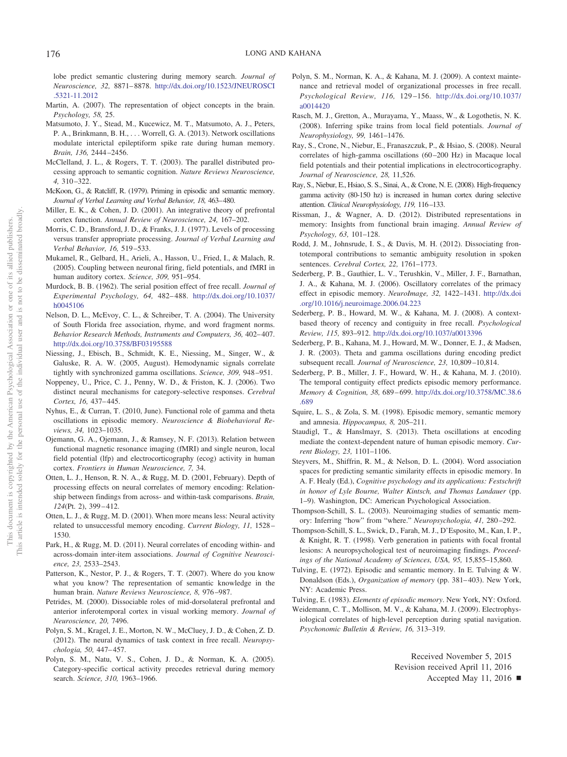lobe predict semantic clustering during memory search. *Journal of Neuroscience, 32,* 8871–8878. http://dx.doi.org/10.1523/JNEUROSCI.5321-11.2012

Martin, A. (2007). The representation of object concepts in the brain. *Psychology, 58,* 25.

Matsumoto, J. Y., Stead, M., Kucewicz, M. T., Matsumoto, A. J., Peters, P. A., Brinkmann, B. H., . . . Worrell, G. A. (2013). Network oscillations modulate interictal epileptiform spike rate during human memory. *Brain, 136,* 2444–2456.

McClelland, J. L., & Rogers, T. T. (2003). The parallel distributed processing approach to semantic cognition. *Nature Reviews Neuroscience, 4,* 310–322.

McKoon, G., & Ratcliff, R. (1979). Priming in episodic and semantic memory. *Journal of Verbal Learning and Verbal Behavior, 18,* 463–480.

Miller, E. K., & Cohen, J. D. (2001). An integrative theory of prefrontal cortex function. *Annual Review of Neuroscience, 24,* 167–202.

Morris, C. D., Bransford, J. D., & Franks, J. J. (1977). Levels of processing versus transfer appropriate processing. *Journal of Verbal Learning and Verbal Behavior, 16,* 519–533.

Mukamel, R., Gelbard, H., Arieli, A., Hasson, U., Fried, I., & Malach, R. (2005). Coupling between neuronal firing, field potentials, and fMRI in human auditory cortex. *Science, 309,* 951–954.

Murdock, B. B. (1962). The serial position effect of free recall. *Journal of Experimental Psychology, 64,* 482–488. http://dx.doi.org/10.1037/h0045106

Nelson, D. L., McEvoy, C. L., & Schreiber, T. A. (2004). The University of South Florida free association, rhyme, and word fragment norms. *Behavior Research Methods, Instruments and Computers, 36,* 402–407. http://dx.doi.org/10.3758/BF03195588

Niessing, J., Ebisch, B., Schmidt, K. E., Niessing, M., Singer, W., & Galuske, R. A. W. (2005, August). Hemodynamic signals correlate tightly with synchronized gamma oscillations. *Science, 309,* 948–951.

Noppeney, U., Price, C. J., Penny, W. D., & Friston, K. J. (2006). Two distinct neural mechanisms for category-selective responses. *Cerebral Cortex, 16,* 437–445.

Nyhus, E., & Curran, T. (2010, June). Functional role of gamma and theta oscillations in episodic memory. *Neuroscience & Biobehavioral Reviews, 34,* 1023–1035.

Ojemann, G. A., Ojemann, J., & Ramsey, N. F. (2013). Relation between functional magnetic resonance imaging (fMRI) and single neuron, local field potential (lfp) and electrocorticography (ecog) activity in human cortex. *Frontiers in Human Neuroscience, 7,* 34.

Otten, L. J., Henson, R. N. A., & Rugg, M. D. (2001, February). Depth of processing effects on neural correlates of memory encoding: Relationship between findings from across- and within-task comparisons. *Brain, 124*(Pt. 2), 399–412.

Otten, L. J., & Rugg, M. D. (2001). When more means less: Neural activity related to unsuccessful memory encoding. *Current Biology, 11,* 1528–1530.

Park, H., & Rugg, M. D. (2011). Neural correlates of encoding within- and across-domain inter-item associations. *Journal of Cognitive Neuroscience, 23,* 2533–2543.

Patterson, K., Nestor, P. J., & Rogers, T. T. (2007). Where do you know what you know? The representation of semantic knowledge in the human brain. *Nature Reviews Neuroscience, 8,* 976–987.

Petrides, M. (2000). Dissociable roles of mid-dorsolateral prefrontal and anterior inferotemporal cortex in visual working memory. *Journal of Neuroscience, 20,* 7496.

Polyn, S. M., Kragel, J. E., Morton, N. W., McCluey, J. D., & Cohen, Z. D. (2012). The neural dynamics of task context in free recall. *Neuropsychologia, 50,* 447–457.

Polyn, S. M., Natu, V. S., Cohen, J. D., & Norman, K. A. (2005). Category-specific cortical activity precedes retrieval during memory search. *Science, 310,* 1963–1966.

Polyn, S. M., Norman, K. A., & Kahana, M. J. (2009). A context maintenance and retrieval model of organizational processes in free recall. *Psychological Review, 116,* 129–156. http://dx.doi.org/10.1037/a0014420

Rasch, M. J., Gretton, A., Murayama, Y., Maass, W., & Logothetis, N. K. (2008). Inferring spike trains from local field potentials. *Journal of Neurophysiology, 99,* 1461–1476.

Ray, S., Crone, N., Niebur, E., Franaszczuk, P., & Hsiao, S. (2008). Neural correlates of high-gamma oscillations (60–200 Hz) in Macaque local field potentials and their potential implications in electrocorticography. *Journal of Neuroscience, 28,* 11,526.

Ray, S., Niebur, E., Hsiao, S. S., Sinai, A., & Crone, N. E. (2008). High-frequency gamma activity (80-150 hz) is increased in human cortex during selective attention. *Clinical Neurophysiology, 119,* 116–133.

Rissman, J., & Wagner, A. D. (2012). Distributed representations in memory: Insights from functional brain imaging. *Annual Review of Psychology, 63,* 101–128.

Rodd, J. M., Johnsrude, I. S., & Davis, M. H. (2012). Dissociating frontotemporal contributions to semantic ambiguity resolution in spoken sentences. *Cerebral Cortex, 22,* 1761–1773.

Sederberg, P. B., Gauthier, L. V., Terushkin, V., Miller, J. F., Barnathan, J. A., & Kahana, M. J. (2006). Oscillatory correlates of the primacy effect in episodic memory. *NeuroImage, 32,* 1422–1431. http://dx.doi.org/10.1016/j.neuroimage.2006.04.223

Sederberg, P. B., Howard, M. W., & Kahana, M. J. (2008). A context-based theory of recency and contiguity in free recall. *Psychological Review, 115,* 893–912. http://dx.doi.org/10.1037/a0013396

Sederberg, P. B., Kahana, M. J., Howard, M. W., Donner, E. J., & Madsen, J. R. (2003). Theta and gamma oscillations during encoding predict subsequent recall. *Journal of Neuroscience, 23,* 10,809–10,814.

Sederberg, P. B., Miller, J. F., Howard, W. H., & Kahana, M. J. (2010). The temporal contiguity effect predicts episodic memory performance. *Memory & Cognition, 38,* 689–699. http://dx.doi.org/10.3758/MC.38.6.689

Squire, L. S., & Zola, S. M. (1998). Episodic memory, semantic memory and amnesia. *Hippocampus, 8,* 205–211.

Staudigl, T., & Hanslmayr, S. (2013). Theta oscillations at encoding mediate the context-dependent nature of human episodic memory. *Current Biology, 23,* 1101–1106.

Steyvers, M., Shiffrin, R. M., & Nelson, D. L. (2004). Word association spaces for predicting semantic similarity effects in episodic memory. In A. F. Healy (Ed.), *Cognitive psychology and its applications: Festschrift in honor of Lyle Bourne, Walter Kintsch, and Thomas Landauer* (pp. 1–9). Washington, DC: American Psychological Association.

Thompson-Schill, S. L. (2003). Neuroimaging studies of semantic memory: Inferring "how" from "where." *Neuropsychologia, 41,* 280–292.

Thompson-Schill, S. L., Swick, D., Farah, M. J., D'Esposito, M., Kan, I. P., & Knight, R. T. (1998). Verb generation in patients with focal frontal lesions: A neuropsychological test of neuroimaging findings. *Proceedings of the National Academy of Sciences, USA, 95,* 15,855–15,860.

Tulving, E. (1972). Episodic and semantic memory. In E. Tulving & W. Donaldson (Eds.), *Organization of memory* (pp. 381–403). New York, NY: Academic Press.

Tulving, E. (1983). *Elements of episodic memory*. New York, NY: Oxford.

Weidemann, C. T., Mollison, M. V., & Kahana, M. J. (2009). Electrophysiological correlates of high-level perception during spatial navigation. *Psychonomic Bulletin & Review, 16,* 313–319.

Received November 5, 2015
Revision received April 11, 2016
Accepted May 11, 2016 ■